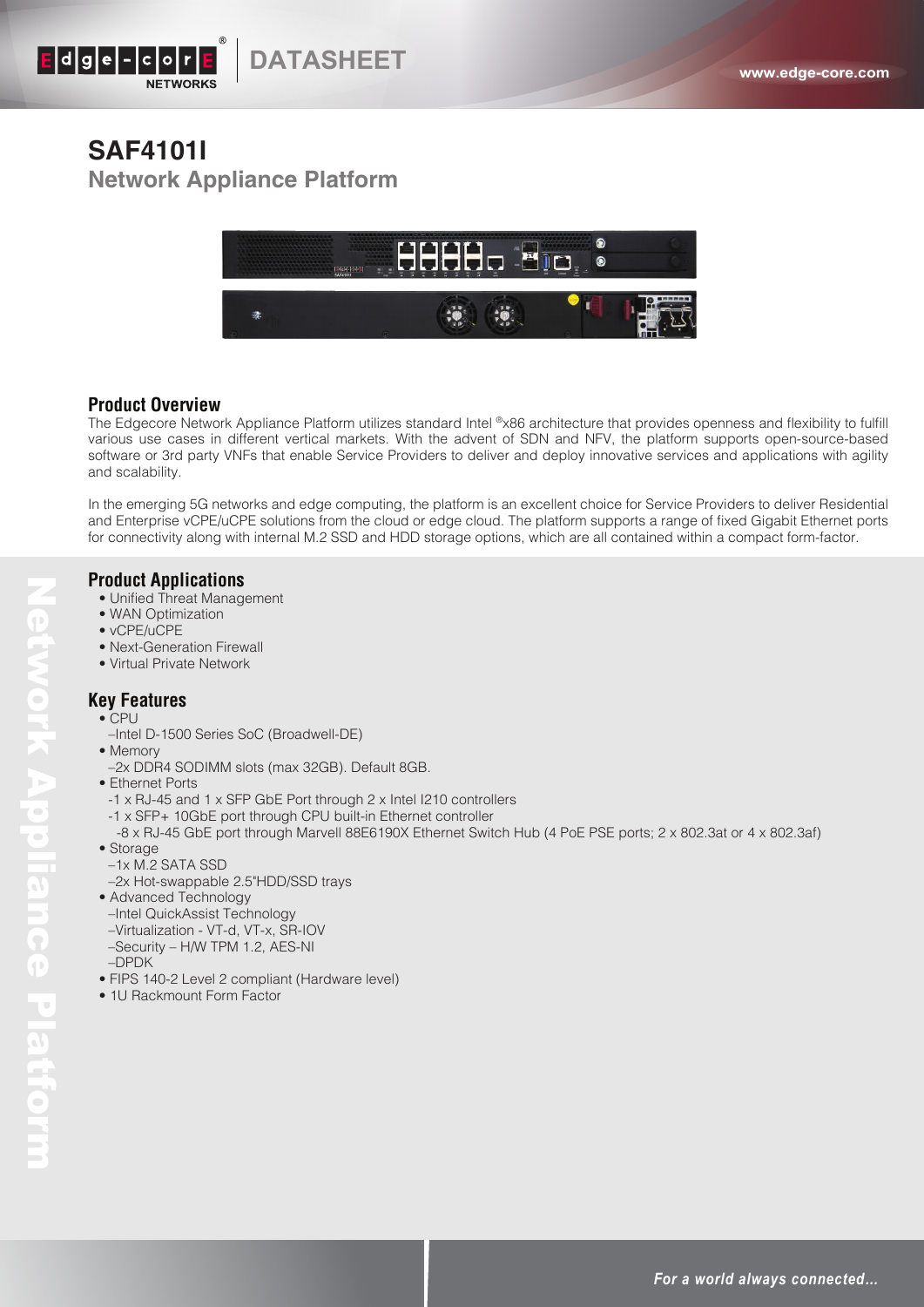# SAF4101I

## Network Appliance Platform

### Product Overview

The Edgecore Network Appliance Platform utilizes standard Intel ®x86 architecture that provides openness and flexibility to fulfill various use cases in different vertical markets. With the advent of SDN and NFV, the platform supports open-source-based software or 3rd party VNFs that enable Service Providers to deliver and deploy innovative services and applications with agility and scalability.

In the emerging 5G networks and edge computing, the platform is an excellent choice for Service Providers to deliver Residential and Enterprise vCPE/uCPE solutions from the cloud or edge cloud. The platform supports a range of fixed Gigabit Ethernet ports for connectivity along with internal M.2 SSD and HDD storage options, which are all contained within a compact form-factor.

### Product Applications

- Unified Threat Management
- WAN Optimization
- vCPE/uCPE
- Next-Generation Firewall
- Virtual Private Network

### Key Features

- CPU
  - –Intel D-1500 Series SoC (Broadwell-DE)
- Memory
  - –2x DDR4 SODIMM slots (max 32GB). Default 8GB.
- Ethernet Ports
  - -1 x RJ-45 and 1 x SFP GbE Port through 2 x Intel I210 controllers
  - -1 x SFP+ 10GbE port through CPU built-in Ethernet controller
  - -8 x RJ-45 GbE port through Marvell 88E6190X Ethernet Switch Hub (4 PoE PSE ports; 2 x 802.3at or 4 x 802.3af)
- Storage
  - –1x M.2 SATA SSD
  - –2x Hot-swappable 2.5"HDD/SSD trays
- Advanced Technology
  - –Intel QuickAssist Technology
  - –Virtualization - VT-d, VT-x, SR-IOV
  - –Security – H/W TPM 1.2, AES-NI
  - –DPDK
- FIPS 140-2 Level 2 compliant (Hardware level)
- 1U Rackmount Form Factor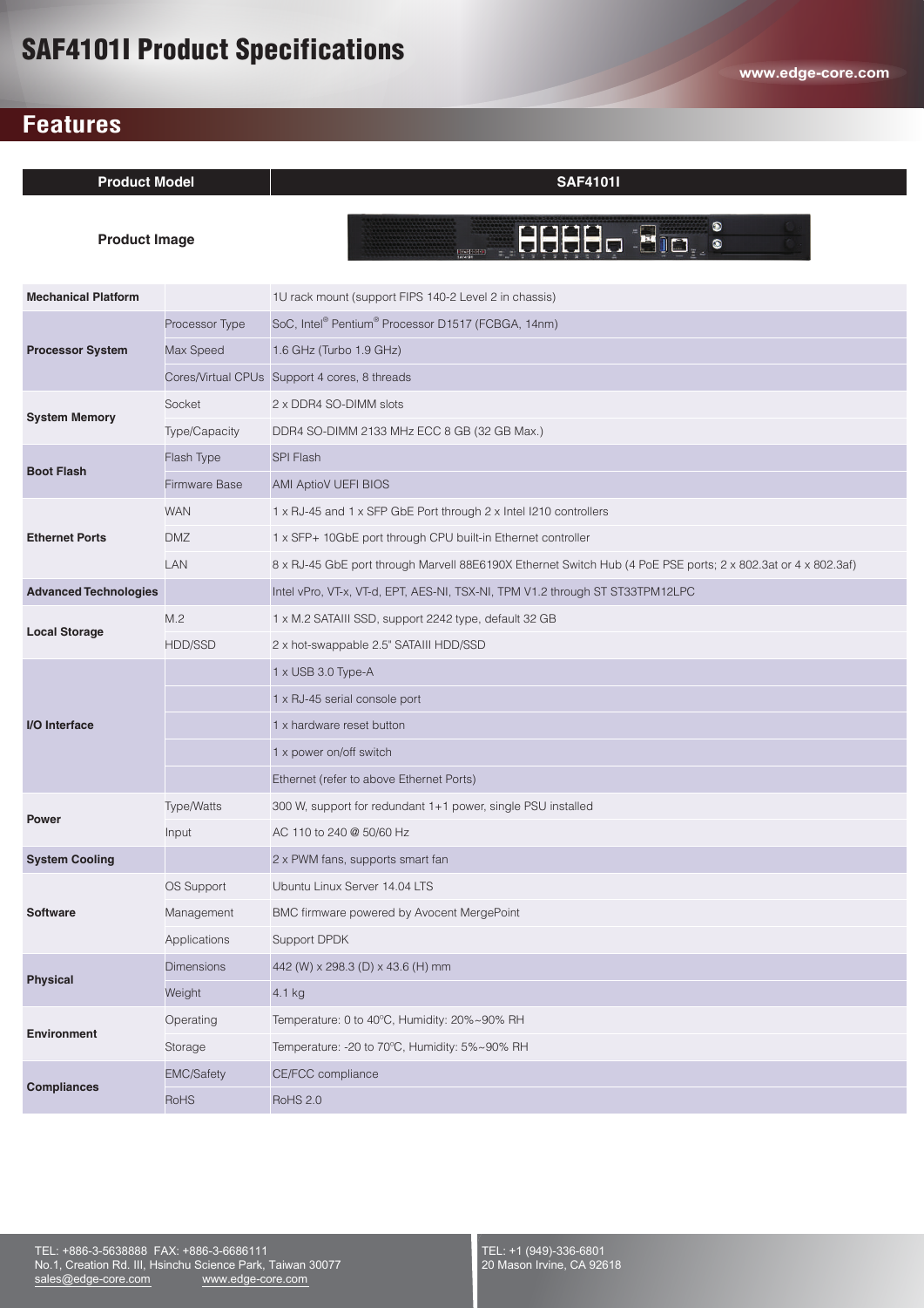# SAF4101I Product Specifications

## Features

| Product Model | | SAF4101I |
|---|---|---|
| Product Image | | |
| **Mechanical Platform** | | 1U rack mount (support FIPS 140-2 Level 2 in chassis) |
| **Processor System** | Processor Type | SoC, Intel® Pentium® Processor D1517 (FCBGA, 14nm) |
| | Max Speed | 1.6 GHz (Turbo 1.9 GHz) |
| | Cores/Virtual CPUs | Support 4 cores, 8 threads |
| **System Memory** | Socket | 2 x DDR4 SO-DIMM slots |
| | Type/Capacity | DDR4 SO-DIMM 2133 MHz ECC 8 GB (32 GB Max.) |
| **Boot Flash** | Flash Type | SPI Flash |
| | Firmware Base | AMI AptioV UEFI BIOS |
| **Ethernet Ports** | WAN | 1 x RJ-45 and 1 x SFP GbE Port through 2 x Intel I210 controllers |
| | DMZ | 1 x SFP+ 10GbE port through CPU built-in Ethernet controller |
| | LAN | 8 x RJ-45 GbE port through Marvell 88E6190X Ethernet Switch Hub (4 PoE PSE ports; 2 x 802.3at or 4 x 802.3af) |
| **Advanced Technologies** | | Intel vPro, VT-x, VT-d, EPT, AES-NI, TSX-NI, TPM V1.2 through ST ST33TPM12LPC |
| **Local Storage** | M.2 | 1 x M.2 SATAIII SSD, support 2242 type, default 32 GB |
| | HDD/SSD | 2 x hot-swappable 2.5" SATAIII HDD/SSD |
| **I/O Interface** | | 1 x USB 3.0 Type-A |
| | | 1 x RJ-45 serial console port |
| | | 1 x hardware reset button |
| | | 1 x power on/off switch |
| | | Ethernet (refer to above Ethernet Ports) |
| **Power** | Type/Watts | 300 W, support for redundant 1+1 power, single PSU installed |
| | Input | AC 110 to 240 @ 50/60 Hz |
| **System Cooling** | | 2 x PWM fans, supports smart fan |
| **Software** | OS Support | Ubuntu Linux Server 14.04 LTS |
| | Management | BMC firmware powered by Avocent MergePoint |
| | Applications | Support DPDK |
| **Physical** | Dimensions | 442 (W) x 298.3 (D) x 43.6 (H) mm |
| | Weight | 4.1 kg |
| **Environment** | Operating | Temperature: 0 to 40°C, Humidity: 20%~90% RH |
| | Storage | Temperature: -20 to 70°C, Humidity: 5%~90% RH |
| **Compliances** | EMC/Safety | CE/FCC compliance |
| | RoHS | RoHS 2.0 |

TEL: +886-3-5638888 FAX: +886-3-6686111
No.1, Creation Rd. III, Hsinchu Science Park, Taiwan 30077
sales@edge-core.com www.edge-core.com

TEL: +1 (949)-336-6801
20 Mason Irvine, CA 92618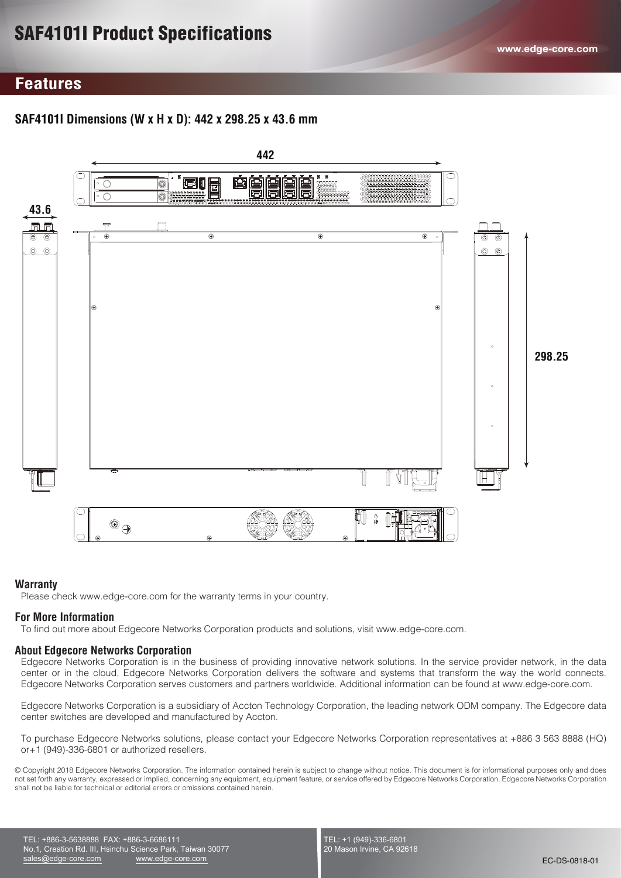# SAF4101I Product Specifications

## Features

### SAF4101I Dimensions (W x H x D): 442 x 298.25 x 43.6 mm

442

43.6

298.25

### Warranty

Please check www.edge-core.com for the warranty terms in your country.

### For More Information

To find out more about Edgecore Networks Corporation products and solutions, visit www.edge-core.com.

### About Edgecore Networks Corporation

Edgecore Networks Corporation is in the business of providing innovative network solutions. In the service provider network, in the data center or in the cloud, Edgecore Networks Corporation delivers the software and systems that transform the way the world connects. Edgecore Networks Corporation serves customers and partners worldwide. Additional information can be found at www.edge-core.com.

Edgecore Networks Corporation is a subsidiary of Accton Technology Corporation, the leading network ODM company. The Edgecore data center switches are developed and manufactured by Accton.

To purchase Edgecore Networks solutions, please contact your Edgecore Networks Corporation representatives at +886 3 563 8888 (HQ) or+1 (949)-336-6801 or authorized resellers.

© Copyright 2018 Edgecore Networks Corporation. The information contained herein is subject to change without notice. This document is for informational purposes only and does not set forth any warranty, expressed or implied, concerning any equipment, equipment feature, or service offered by Edgecore Networks Corporation. Edgecore Networks Corporation shall not be liable for technical or editorial errors or omissions contained herein.

TEL: +886-3-5638888 FAX: +886-3-6686111
No.1, Creation Rd. III, Hsinchu Science Park, Taiwan 30077
sales@edge-core.com www.edge-core.com

TEL: +1 (949)-336-6801
20 Mason Irvine, CA 92618

EC-DS-0818-01